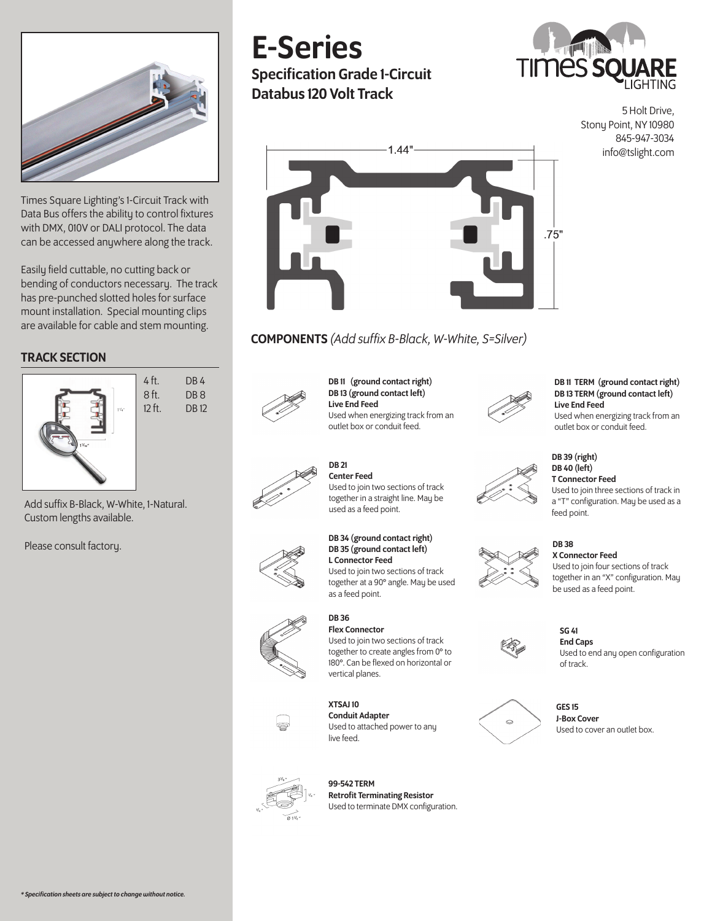# E-Series

## Specification Grade 1-Circuit Databus 120 Volt Track

5 Holt Drive,
Stony Point, NY 10980
845-947-3034
info@tslight.com

1.44"

.75"

Times Square Lighting's 1-Circuit Track with Data Bus offers the ability to control fixtures with DMX, 010V or DALI protocol. The data can be accessed anywhere along the track.

Easily field cuttable, no cutting back or bending of conductors necessary. The track has pre-punched slotted holes for surface mount installation. Special mounting clips are available for cable and stem mounting.

## TRACK SECTION

| | |
|---|---|
| 4 ft. | DB 4 |
| 8 ft. | DB 8 |
| 12 ft. | DB 12 |

Add suffix B-Black, W-White, 1-Natural.
Custom lengths available.

Please consult factory.

## COMPONENTS *(Add suffix B-Black, W-White, S=Silver)*

**DB 11 (ground contact right)**
**DB 13 (ground contact left)**
**Live End Feed**
Used when energizing track from an outlet box or conduit feed.

**DB 11 TERM (ground contact right)**
**DB 13 TERM (ground contact left)**
**Live End Feed**
Used when energizing track from an outlet box or conduit feed.

**DB 21**
**Center Feed**
Used to join two sections of track together in a straight line. May be used as a feed point.

**DB 39 (right)**
**DB 40 (left)**
**T Connector Feed**
Used to join three sections of track in a "T" configuration. May be used as a feed point.

**DB 34 (ground contact right)**
**DB 35 (ground contact left)**
**L Connector Feed**
Used to join two sections of track together at a 90° angle. May be used as a feed point.

**DB 38**
**X Connector Feed**
Used to join four sections of track together in an "X" configuration. May be used as a feed point.

**DB 36**
**Flex Connector**
Used to join two sections of track together to create angles from 0° to 180°. Can be flexed on horizontal or vertical planes.

**SG 41**
**End Caps**
Used to end any open configuration of track.

**XTSAJ 10**
**Conduit Adapter**
Used to attached power to any live feed.

**GES 15**
**J-Box Cover**
Used to cover an outlet box.

**99-542 TERM**
**Retrofit Terminating Resistor**
Used to terminate DMX configuration.

*\* Specification sheets are subject to change without notice.*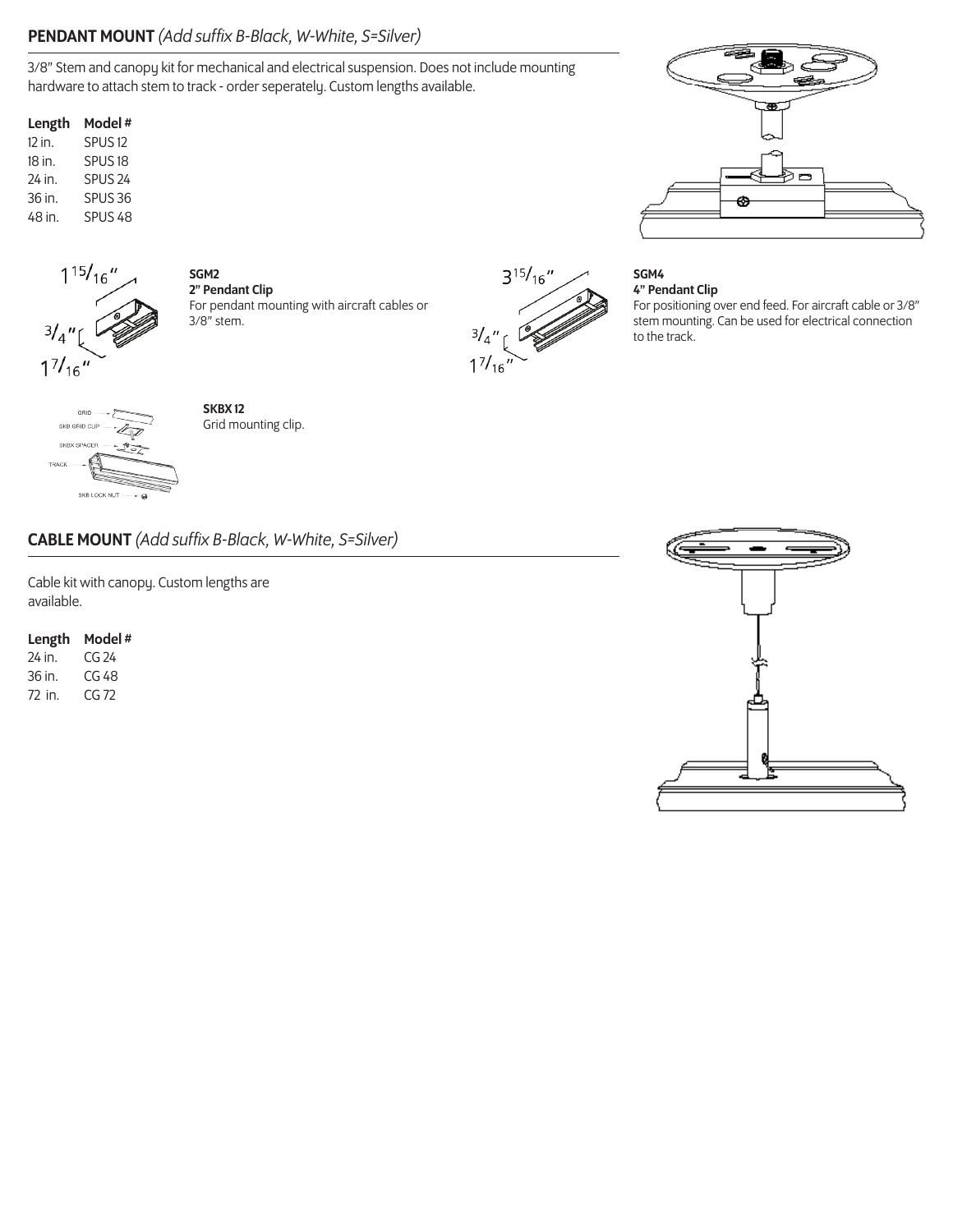## PENDANT MOUNT *(Add suffix B-Black, W-White, S=Silver)*

3/8" Stem and canopy kit for mechanical and electrical suspension. Does not include mounting hardware to attach stem to track - order seperately. Custom lengths available.

| Length | Model # |
|---|---|
| 12 in. | SPUS 12 |
| 18 in. | SPUS 18 |
| 24 in. | SPUS 24 |
| 36 in. | SPUS 36 |
| 48 in. | SPUS 48 |

1 15/16"
3/4"
1 7/16"

**SGM2**
**2" Pendant Clip**
For pendant mounting with aircraft cables or 3/8" stem.

3 15/16"
3/4"
1 7/16"

**SGM4**
**4" Pendant Clip**
For positioning over end feed. For aircraft cable or 3/8" stem mounting. Can be used for electrical connection to the track.

GRID
SKB GRID CLIP
SKBX SPACER
TRACK
SKB LOCK NUT

**SKBX 12**
Grid mounting clip.

## CABLE MOUNT *(Add suffix B-Black, W-White, S=Silver)*

Cable kit with canopy. Custom lengths are available.

| Length | Model # |
|---|---|
| 24 in. | CG 24 |
| 36 in. | CG 48 |
| 72 in. | CG 72 |